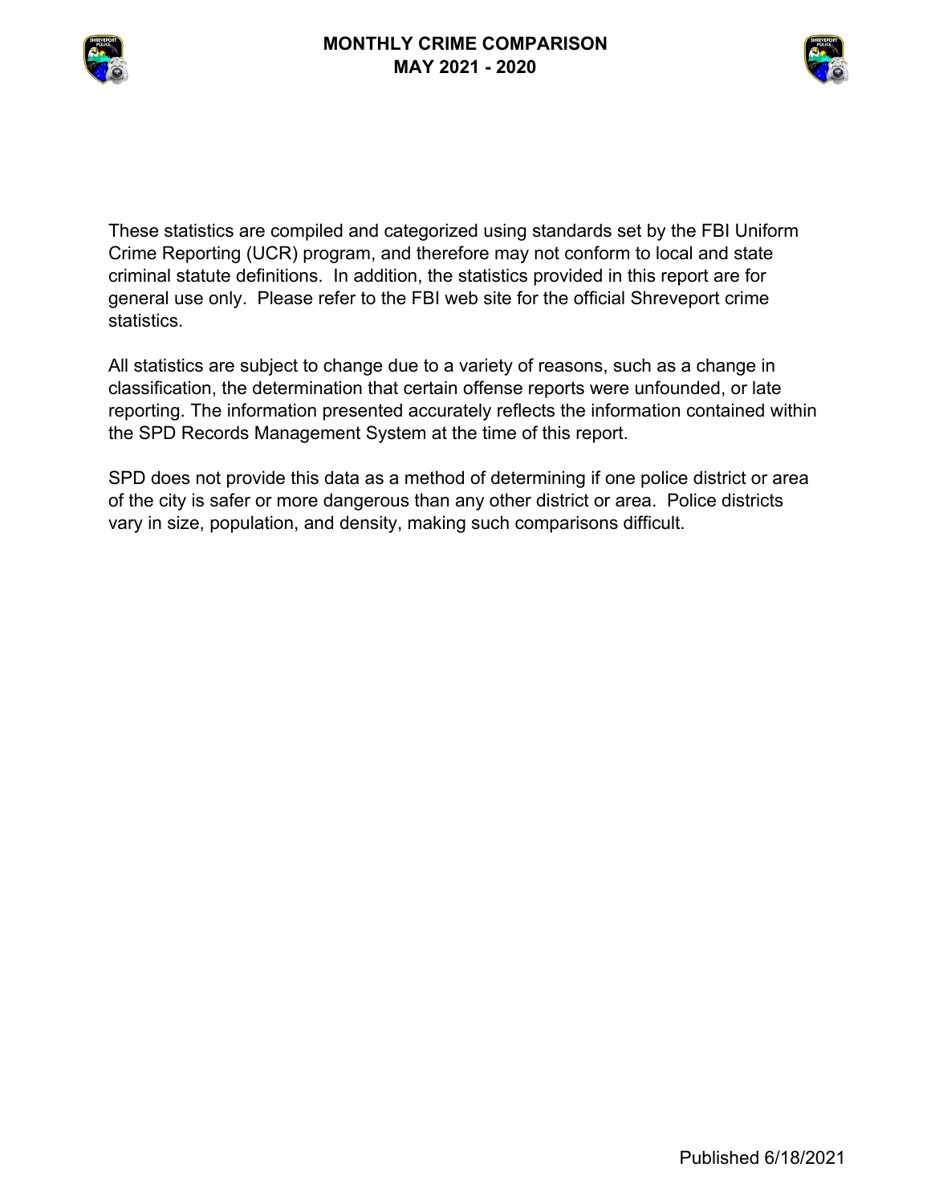# MONTHLY CRIME COMPARISON
## MAY 2021 - 2020

These statistics are compiled and categorized using standards set by the FBI Uniform Crime Reporting (UCR) program, and therefore may not conform to local and state criminal statute definitions. In addition, the statistics provided in this report are for general use only. Please refer to the FBI web site for the official Shreveport crime statistics.

All statistics are subject to change due to a variety of reasons, such as a change in classification, the determination that certain offense reports were unfounded, or late reporting. The information presented accurately reflects the information contained within the SPD Records Management System at the time of this report.

SPD does not provide this data as a method of determining if one police district or area of the city is safer or more dangerous than any other district or area. Police districts vary in size, population, and density, making such comparisons difficult.

Published 6/18/2021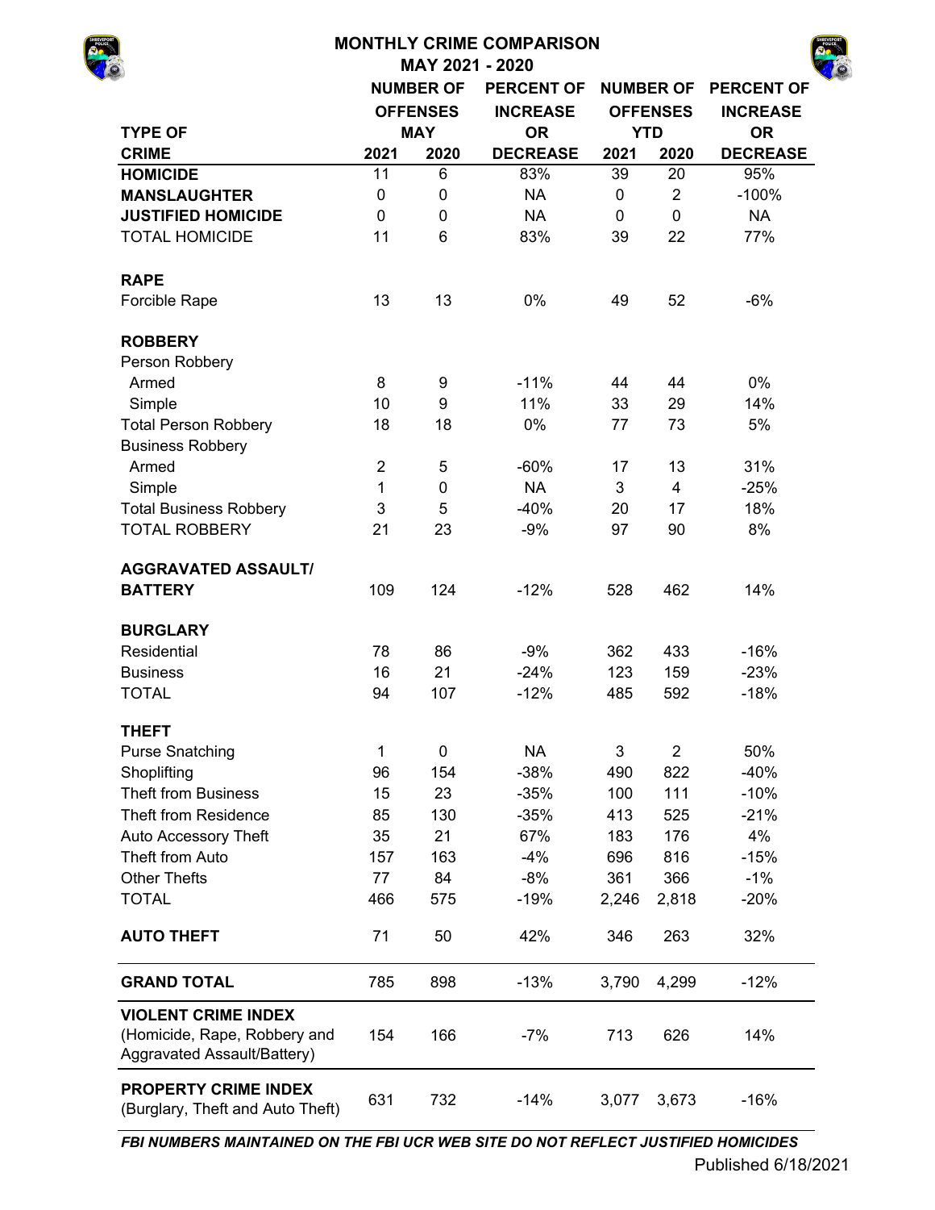# MONTHLY CRIME COMPARISON

## MAY 2021 - 2020

| TYPE OF CRIME | NUMBER OF OFFENSES MAY 2021 | NUMBER OF OFFENSES MAY 2020 | PERCENT OF INCREASE OR DECREASE | NUMBER OF OFFENSES YTD 2021 | NUMBER OF OFFENSES YTD 2020 | PERCENT OF INCREASE OR DECREASE |
|---|---|---|---|---|---|---|
| **HOMICIDE** | 11 | 6 | 83% | 39 | 20 | 95% |
| **MANSLAUGHTER** | 0 | 0 | NA | 0 | 2 | -100% |
| **JUSTIFIED HOMICIDE** | 0 | 0 | NA | 0 | 0 | NA |
| TOTAL HOMICIDE | 11 | 6 | 83% | 39 | 22 | 77% |
| **RAPE** | | | | | | |
| Forcible Rape | 13 | 13 | 0% | 49 | 52 | -6% |
| **ROBBERY** | | | | | | |
| Person Robbery | | | | | | |
| Armed | 8 | 9 | -11% | 44 | 44 | 0% |
| Simple | 10 | 9 | 11% | 33 | 29 | 14% |
| Total Person Robbery | 18 | 18 | 0% | 77 | 73 | 5% |
| Business Robbery | | | | | | |
| Armed | 2 | 5 | -60% | 17 | 13 | 31% |
| Simple | 1 | 0 | NA | 3 | 4 | -25% |
| Total Business Robbery | 3 | 5 | -40% | 20 | 17 | 18% |
| TOTAL ROBBERY | 21 | 23 | -9% | 97 | 90 | 8% |
| **AGGRAVATED ASSAULT/ BATTERY** | 109 | 124 | -12% | 528 | 462 | 14% |
| **BURGLARY** | | | | | | |
| Residential | 78 | 86 | -9% | 362 | 433 | -16% |
| Business | 16 | 21 | -24% | 123 | 159 | -23% |
| TOTAL | 94 | 107 | -12% | 485 | 592 | -18% |
| **THEFT** | | | | | | |
| Purse Snatching | 1 | 0 | NA | 3 | 2 | 50% |
| Shoplifting | 96 | 154 | -38% | 490 | 822 | -40% |
| Theft from Business | 15 | 23 | -35% | 100 | 111 | -10% |
| Theft from Residence | 85 | 130 | -35% | 413 | 525 | -21% |
| Auto Accessory Theft | 35 | 21 | 67% | 183 | 176 | 4% |
| Theft from Auto | 157 | 163 | -4% | 696 | 816 | -15% |
| Other Thefts | 77 | 84 | -8% | 361 | 366 | -1% |
| TOTAL | 466 | 575 | -19% | 2,246 | 2,818 | -20% |
| **AUTO THEFT** | 71 | 50 | 42% | 346 | 263 | 32% |
| **GRAND TOTAL** | 785 | 898 | -13% | 3,790 | 4,299 | -12% |
| **VIOLENT CRIME INDEX** (Homicide, Rape, Robbery and Aggravated Assault/Battery) | 154 | 166 | -7% | 713 | 626 | 14% |
| **PROPERTY CRIME INDEX** (Burglary, Theft and Auto Theft) | 631 | 732 | -14% | 3,077 | 3,673 | -16% |

***FBI NUMBERS MAINTAINED ON THE FBI UCR WEB SITE DO NOT REFLECT JUSTIFIED HOMICIDES***

Published 6/18/2021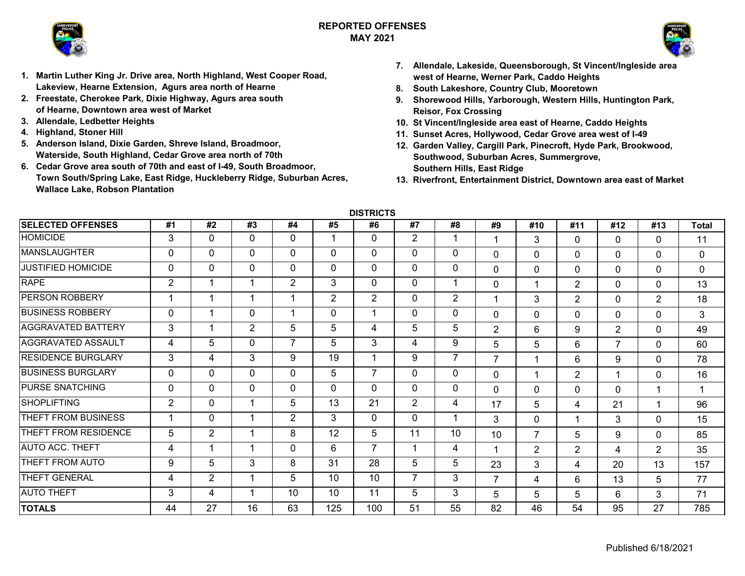# REPORTED OFFENSES
## MAY 2021

1. **Martin Luther King Jr. Drive area, North Highland, West Cooper Road, Lakeview, Hearne Extension, Agurs area north of Hearne**
2. **Freestate, Cherokee Park, Dixie Highway, Agurs area south of Hearne, Downtown area west of Market**
3. **Allendale, Ledbetter Heights**
4. **Highland, Stoner Hill**
5. **Anderson Island, Dixie Garden, Shreve Island, Broadmoor, Waterside, South Highland, Cedar Grove area north of 70th**
6. **Cedar Grove area south of 70th and east of I-49, South Broadmoor, Town South/Spring Lake, East Ridge, Huckleberry Ridge, Suburban Acres, Wallace Lake, Robson Plantation**
7. **Allendale, Lakeside, Queensborough, St Vincent/Ingleside area west of Hearne, Werner Park, Caddo Heights**
8. **South Lakeshore, Country Club, Mooretown**
9. **Shorewood Hills, Yarborough, Western Hills, Huntington Park, Reisor, Fox Crossing**
10. **St Vincent/Ingleside area east of Hearne, Caddo Heights**
11. **Sunset Acres, Hollywood, Cedar Grove area west of I-49**
12. **Garden Valley, Cargill Park, Pinecroft, Hyde Park, Brookwood, Southwood, Suburban Acres, Summergrove, Southern Hills, East Ridge**
13. **Riverfront, Entertainment District, Downtown area east of Market**

**DISTRICTS**

| SELECTED OFFENSES | #1 | #2 | #3 | #4 | #5 | #6 | #7 | #8 | #9 | #10 | #11 | #12 | #13 | Total |
|---|---|---|---|---|---|---|---|---|---|---|---|---|---|---|
| HOMICIDE | 3 | 0 | 0 | 0 | 1 | 0 | 2 | 1 | 1 | 3 | 0 | 0 | 0 | 11 |
| MANSLAUGHTER | 0 | 0 | 0 | 0 | 0 | 0 | 0 | 0 | 0 | 0 | 0 | 0 | 0 | 0 |
| JUSTIFIED HOMICIDE | 0 | 0 | 0 | 0 | 0 | 0 | 0 | 0 | 0 | 0 | 0 | 0 | 0 | 0 |
| RAPE | 2 | 1 | 1 | 2 | 3 | 0 | 0 | 1 | 0 | 1 | 2 | 0 | 0 | 13 |
| PERSON ROBBERY | 1 | 1 | 1 | 1 | 2 | 2 | 0 | 2 | 1 | 3 | 2 | 0 | 2 | 18 |
| BUSINESS ROBBERY | 0 | 1 | 0 | 1 | 0 | 1 | 0 | 0 | 0 | 0 | 0 | 0 | 0 | 3 |
| AGGRAVATED BATTERY | 3 | 1 | 2 | 5 | 5 | 4 | 5 | 5 | 2 | 6 | 9 | 2 | 0 | 49 |
| AGGRAVATED ASSAULT | 4 | 5 | 0 | 7 | 5 | 3 | 4 | 9 | 5 | 5 | 6 | 7 | 0 | 60 |
| RESIDENCE BURGLARY | 3 | 4 | 3 | 9 | 19 | 1 | 9 | 7 | 7 | 1 | 6 | 9 | 0 | 78 |
| BUSINESS BURGLARY | 0 | 0 | 0 | 0 | 5 | 7 | 0 | 0 | 0 | 1 | 2 | 1 | 0 | 16 |
| PURSE SNATCHING | 0 | 0 | 0 | 0 | 0 | 0 | 0 | 0 | 0 | 0 | 0 | 0 | 1 | 1 |
| SHOPLIFTING | 2 | 0 | 1 | 5 | 13 | 21 | 2 | 4 | 17 | 5 | 4 | 21 | 1 | 96 |
| THEFT FROM BUSINESS | 1 | 0 | 1 | 2 | 3 | 0 | 0 | 1 | 3 | 0 | 1 | 3 | 0 | 15 |
| THEFT FROM RESIDENCE | 5 | 2 | 1 | 8 | 12 | 5 | 11 | 10 | 10 | 7 | 5 | 9 | 0 | 85 |
| AUTO ACC. THEFT | 4 | 1 | 1 | 0 | 6 | 7 | 1 | 4 | 1 | 2 | 2 | 4 | 2 | 35 |
| THEFT FROM AUTO | 9 | 5 | 3 | 8 | 31 | 28 | 5 | 5 | 23 | 3 | 4 | 20 | 13 | 157 |
| THEFT GENERAL | 4 | 2 | 1 | 5 | 10 | 10 | 7 | 3 | 7 | 4 | 6 | 13 | 5 | 77 |
| AUTO THEFT | 3 | 4 | 1 | 10 | 10 | 11 | 5 | 3 | 5 | 5 | 5 | 6 | 3 | 71 |
| **TOTALS** | 44 | 27 | 16 | 63 | 125 | 100 | 51 | 55 | 82 | 46 | 54 | 95 | 27 | 785 |

Published 6/18/2021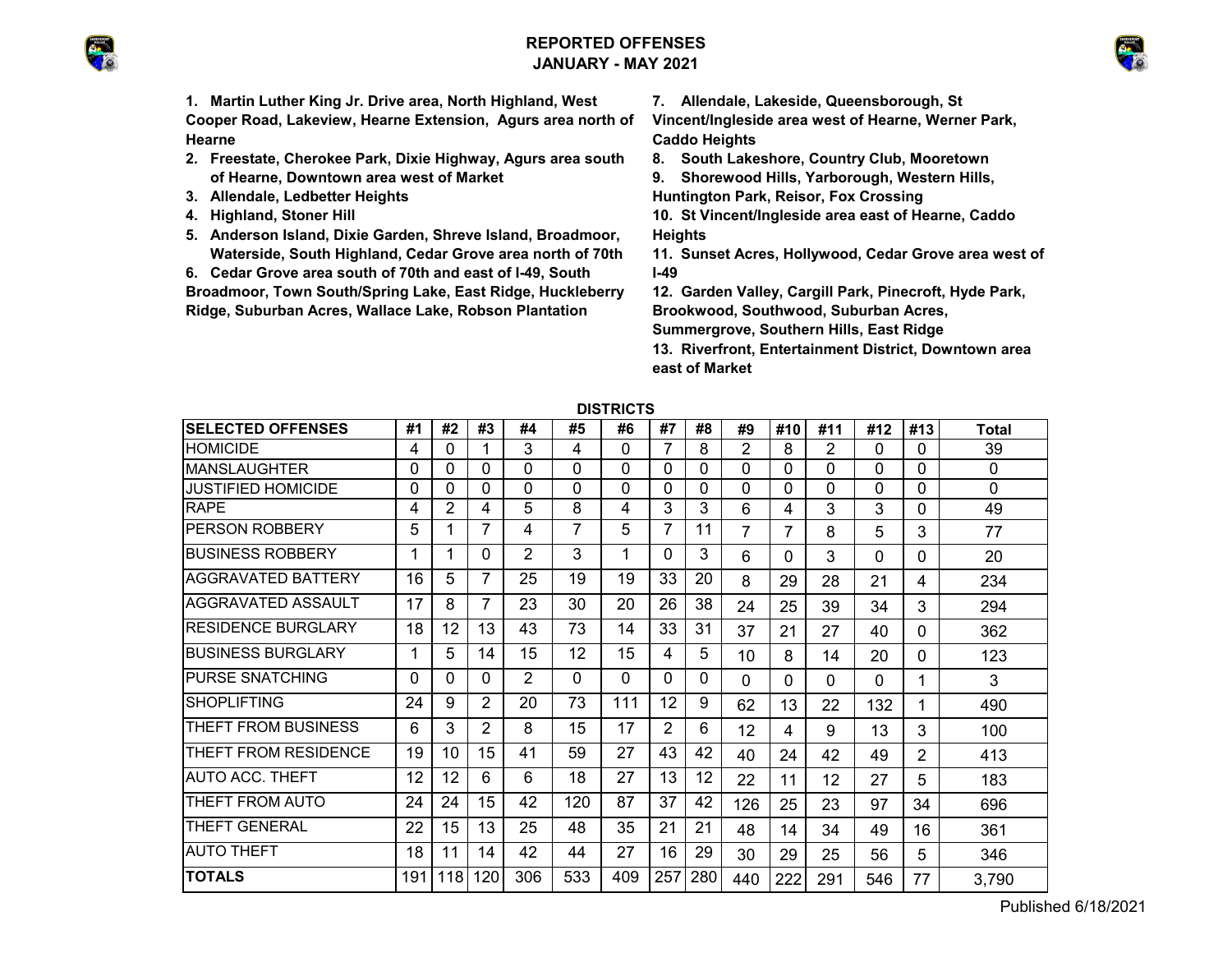# REPORTED OFFENSES
## JANUARY - MAY 2021

1. **Martin Luther King Jr. Drive area, North Highland, West Cooper Road, Lakeview, Hearne Extension, Agurs area north of Hearne**
2. **Freestate, Cherokee Park, Dixie Highway, Agurs area south of Hearne, Downtown area west of Market**
3. **Allendale, Ledbetter Heights**
4. **Highland, Stoner Hill**
5. **Anderson Island, Dixie Garden, Shreve Island, Broadmoor, Waterside, South Highland, Cedar Grove area north of 70th**
6. **Cedar Grove area south of 70th and east of I-49, South Broadmoor, Town South/Spring Lake, East Ridge, Huckleberry Ridge, Suburban Acres, Wallace Lake, Robson Plantation**
7. **Allendale, Lakeside, Queensborough, St Vincent/Ingleside area west of Hearne, Werner Park, Caddo Heights**
8. **South Lakeshore, Country Club, Mooretown**
9. **Shorewood Hills, Yarborough, Western Hills, Huntington Park, Reisor, Fox Crossing**
10. **St Vincent/Ingleside area east of Hearne, Caddo Heights**
11. **Sunset Acres, Hollywood, Cedar Grove area west of I-49**
12. **Garden Valley, Cargill Park, Pinecroft, Hyde Park, Brookwood, Southwood, Suburban Acres, Summergrove, Southern Hills, East Ridge**
13. **Riverfront, Entertainment District, Downtown area east of Market**

**DISTRICTS**

| SELECTED OFFENSES | #1 | #2 | #3 | #4 | #5 | #6 | #7 | #8 | #9 | #10 | #11 | #12 | #13 | Total |
|---|---|---|---|---|---|---|---|---|---|---|---|---|---|---|
| HOMICIDE | 4 | 0 | 1 | 3 | 4 | 0 | 7 | 8 | 2 | 8 | 2 | 0 | 0 | 39 |
| MANSLAUGHTER | 0 | 0 | 0 | 0 | 0 | 0 | 0 | 0 | 0 | 0 | 0 | 0 | 0 | 0 |
| JUSTIFIED HOMICIDE | 0 | 0 | 0 | 0 | 0 | 0 | 0 | 0 | 0 | 0 | 0 | 0 | 0 | 0 |
| RAPE | 4 | 2 | 4 | 5 | 8 | 4 | 3 | 3 | 6 | 4 | 3 | 3 | 0 | 49 |
| PERSON ROBBERY | 5 | 1 | 7 | 4 | 7 | 5 | 7 | 11 | 7 | 7 | 8 | 5 | 3 | 77 |
| BUSINESS ROBBERY | 1 | 1 | 0 | 2 | 3 | 1 | 0 | 3 | 6 | 0 | 3 | 0 | 0 | 20 |
| AGGRAVATED BATTERY | 16 | 5 | 7 | 25 | 19 | 19 | 33 | 20 | 8 | 29 | 28 | 21 | 4 | 234 |
| AGGRAVATED ASSAULT | 17 | 8 | 7 | 23 | 30 | 20 | 26 | 38 | 24 | 25 | 39 | 34 | 3 | 294 |
| RESIDENCE BURGLARY | 18 | 12 | 13 | 43 | 73 | 14 | 33 | 31 | 37 | 21 | 27 | 40 | 0 | 362 |
| BUSINESS BURGLARY | 1 | 5 | 14 | 15 | 12 | 15 | 4 | 5 | 10 | 8 | 14 | 20 | 0 | 123 |
| PURSE SNATCHING | 0 | 0 | 0 | 2 | 0 | 0 | 0 | 0 | 0 | 0 | 0 | 0 | 1 | 3 |
| SHOPLIFTING | 24 | 9 | 2 | 20 | 73 | 111 | 12 | 9 | 62 | 13 | 22 | 132 | 1 | 490 |
| THEFT FROM BUSINESS | 6 | 3 | 2 | 8 | 15 | 17 | 2 | 6 | 12 | 4 | 9 | 13 | 3 | 100 |
| THEFT FROM RESIDENCE | 19 | 10 | 15 | 41 | 59 | 27 | 43 | 42 | 40 | 24 | 42 | 49 | 2 | 413 |
| AUTO ACC. THEFT | 12 | 12 | 6 | 6 | 18 | 27 | 13 | 12 | 22 | 11 | 12 | 27 | 5 | 183 |
| THEFT FROM AUTO | 24 | 24 | 15 | 42 | 120 | 87 | 37 | 42 | 126 | 25 | 23 | 97 | 34 | 696 |
| THEFT GENERAL | 22 | 15 | 13 | 25 | 48 | 35 | 21 | 21 | 48 | 14 | 34 | 49 | 16 | 361 |
| AUTO THEFT | 18 | 11 | 14 | 42 | 44 | 27 | 16 | 29 | 30 | 29 | 25 | 56 | 5 | 346 |
| **TOTALS** | 191 | 118 | 120 | 306 | 533 | 409 | 257 | 280 | 440 | 222 | 291 | 546 | 77 | 3,790 |

Published 6/18/2021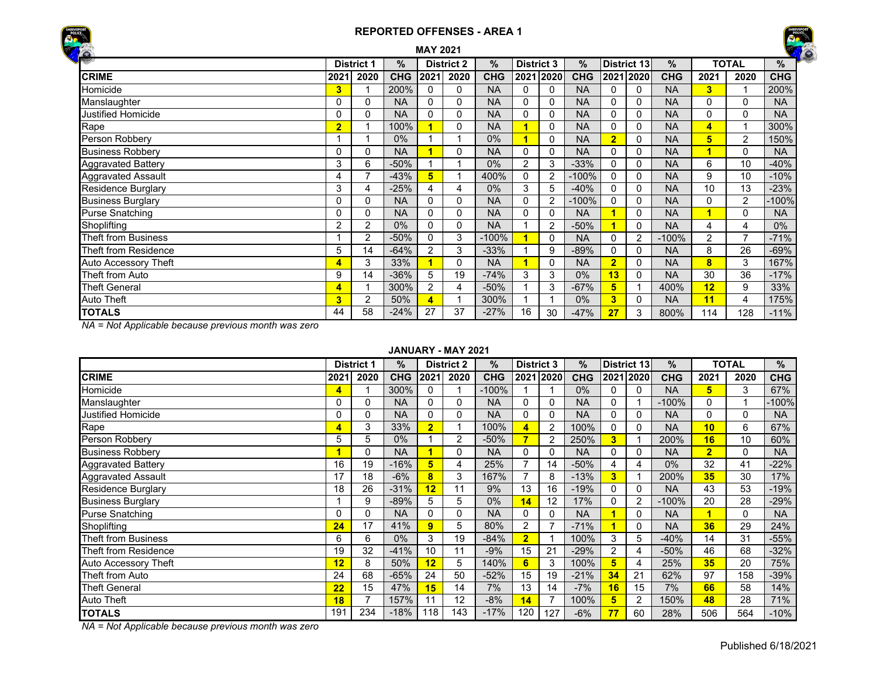# REPORTED OFFENSES - AREA 1

## MAY 2021

| | District 1 | | % | District 2 | | % | District 3 | | % | District 13 | | % | TOTAL | | % |
|---|---|---|---|---|---|---|---|---|---|---|---|---|---|---|---|
| **CRIME** | **2021** | **2020** | **CHG** | **2021** | **2020** | **CHG** | **2021** | **2020** | **CHG** | **2021** | **2020** | **CHG** | **2021** | **2020** | **CHG** |
| Homicide | **3** | 1 | 200% | 0 | 0 | NA | 0 | 0 | NA | 0 | 0 | NA | **3** | 1 | 200% |
| Manslaughter | 0 | 0 | NA | 0 | 0 | NA | 0 | 0 | NA | 0 | 0 | NA | 0 | 0 | NA |
| Justified Homicide | 0 | 0 | NA | 0 | 0 | NA | 0 | 0 | NA | 0 | 0 | NA | 0 | 0 | NA |
| Rape | **2** | 1 | 100% | **1** | 0 | NA | **1** | 0 | NA | 0 | 0 | NA | **4** | 1 | 300% |
| Person Robbery | 1 | 1 | 0% | 1 | 1 | 0% | **1** | 0 | NA | **2** | 0 | NA | **5** | 2 | 150% |
| Business Robbery | 0 | 0 | NA | **1** | 0 | NA | 0 | 0 | NA | 0 | 0 | NA | **1** | 0 | NA |
| Aggravated Battery | 3 | 6 | -50% | 1 | 1 | 0% | 2 | 3 | -33% | 0 | 0 | NA | 6 | 10 | -40% |
| Aggravated Assault | 4 | 7 | -43% | **5** | 1 | 400% | 0 | 2 | -100% | 0 | 0 | NA | 9 | 10 | -10% |
| Residence Burglary | 3 | 4 | -25% | 4 | 4 | 0% | 3 | 5 | -40% | 0 | 0 | NA | 10 | 13 | -23% |
| Business Burglary | 0 | 0 | NA | 0 | 0 | NA | 0 | 2 | -100% | 0 | 0 | NA | 0 | 2 | -100% |
| Purse Snatching | 0 | 0 | NA | 0 | 0 | NA | 0 | 0 | NA | **1** | 0 | NA | **1** | 0 | NA |
| Shoplifting | 2 | 2 | 0% | 0 | 0 | NA | 1 | 2 | -50% | **1** | 0 | NA | 4 | 4 | 0% |
| Theft from Business | 1 | 2 | -50% | 0 | 3 | -100% | **1** | 0 | NA | 0 | 2 | -100% | 2 | 7 | -71% |
| Theft from Residence | 5 | 14 | -64% | 2 | 3 | -33% | 1 | 9 | -89% | 0 | 0 | NA | 8 | 26 | -69% |
| Auto Accessory Theft | **4** | 3 | 33% | **1** | 0 | NA | **1** | 0 | NA | **2** | 0 | NA | **8** | 3 | 167% |
| Theft from Auto | 9 | 14 | -36% | 5 | 19 | -74% | 3 | 3 | 0% | **13** | 0 | NA | 30 | 36 | -17% |
| Theft General | **4** | 1 | 300% | 2 | 4 | -50% | 1 | 3 | -67% | **5** | 1 | 400% | **12** | 9 | 33% |
| Auto Theft | **3** | 2 | 50% | **4** | 1 | 300% | 1 | 1 | 0% | **3** | 0 | NA | **11** | 4 | 175% |
| **TOTALS** | 44 | 58 | -24% | 27 | 37 | -27% | 16 | 30 | -47% | **27** | 3 | 800% | 114 | 128 | -11% |

*NA = Not Applicable because previous month was zero*

## JANUARY - MAY 2021

| | District 1 | | % | District 2 | | % | District 3 | | % | District 13 | | % | TOTAL | | % |
|---|---|---|---|---|---|---|---|---|---|---|---|---|---|---|---|
| **CRIME** | **2021** | **2020** | **CHG** | **2021** | **2020** | **CHG** | **2021** | **2020** | **CHG** | **2021** | **2020** | **CHG** | **2021** | **2020** | **CHG** |
| Homicide | **4** | 1 | 300% | 0 | 1 | -100% | 1 | 1 | 0% | 0 | 0 | NA | **5** | 3 | 67% |
| Manslaughter | 0 | 0 | NA | 0 | 0 | NA | 0 | 0 | NA | 0 | 1 | -100% | 0 | 1 | -100% |
| Justified Homicide | 0 | 0 | NA | 0 | 0 | NA | 0 | 0 | NA | 0 | 0 | NA | 0 | 0 | NA |
| Rape | **4** | 3 | 33% | **2** | 1 | 100% | **4** | 2 | 100% | 0 | 0 | NA | **10** | 6 | 67% |
| Person Robbery | 5 | 5 | 0% | 1 | 2 | -50% | **7** | 2 | 250% | **3** | 1 | 200% | **16** | 10 | 60% |
| Business Robbery | **1** | 0 | NA | **1** | 0 | NA | 0 | 0 | NA | 0 | 0 | NA | **2** | 0 | NA |
| Aggravated Battery | 16 | 19 | -16% | **5** | 4 | 25% | 7 | 14 | -50% | 4 | 4 | 0% | 32 | 41 | -22% |
| Aggravated Assault | 17 | 18 | -6% | **8** | 3 | 167% | 7 | 8 | -13% | **3** | 1 | 200% | **35** | 30 | 17% |
| Residence Burglary | 18 | 26 | -31% | **12** | 11 | 9% | 13 | 16 | -19% | 0 | 0 | NA | 43 | 53 | -19% |
| Business Burglary | 1 | 9 | -89% | 5 | 5 | 0% | **14** | 12 | 17% | 0 | 2 | -100% | 20 | 28 | -29% |
| Purse Snatching | 0 | 0 | NA | 0 | 0 | NA | 0 | 0 | NA | **1** | 0 | NA | **1** | 0 | NA |
| Shoplifting | **24** | 17 | 41% | **9** | 5 | 80% | 2 | 7 | -71% | **1** | 0 | NA | **36** | 29 | 24% |
| Theft from Business | 6 | 6 | 0% | 3 | 19 | -84% | **2** | 1 | 100% | 3 | 5 | -40% | 14 | 31 | -55% |
| Theft from Residence | 19 | 32 | -41% | 10 | 11 | -9% | 15 | 21 | -29% | 2 | 4 | -50% | 46 | 68 | -32% |
| Auto Accessory Theft | **12** | 8 | 50% | **12** | 5 | 140% | **6** | 3 | 100% | **5** | 4 | 25% | **35** | 20 | 75% |
| Theft from Auto | 24 | 68 | -65% | 24 | 50 | -52% | 15 | 19 | -21% | **34** | 21 | 62% | 97 | 158 | -39% |
| Theft General | **22** | 15 | 47% | **15** | 14 | 7% | 13 | 14 | -7% | **16** | 15 | 7% | **66** | 58 | 14% |
| Auto Theft | **18** | 7 | 157% | 11 | 12 | -8% | **14** | 7 | 100% | **5** | 2 | 150% | **48** | 28 | 71% |
| **TOTALS** | 191 | 234 | -18% | 118 | 143 | -17% | 120 | 127 | -6% | **77** | 60 | 28% | 506 | 564 | -10% |

*NA = Not Applicable because previous month was zero*

Published 6/18/2021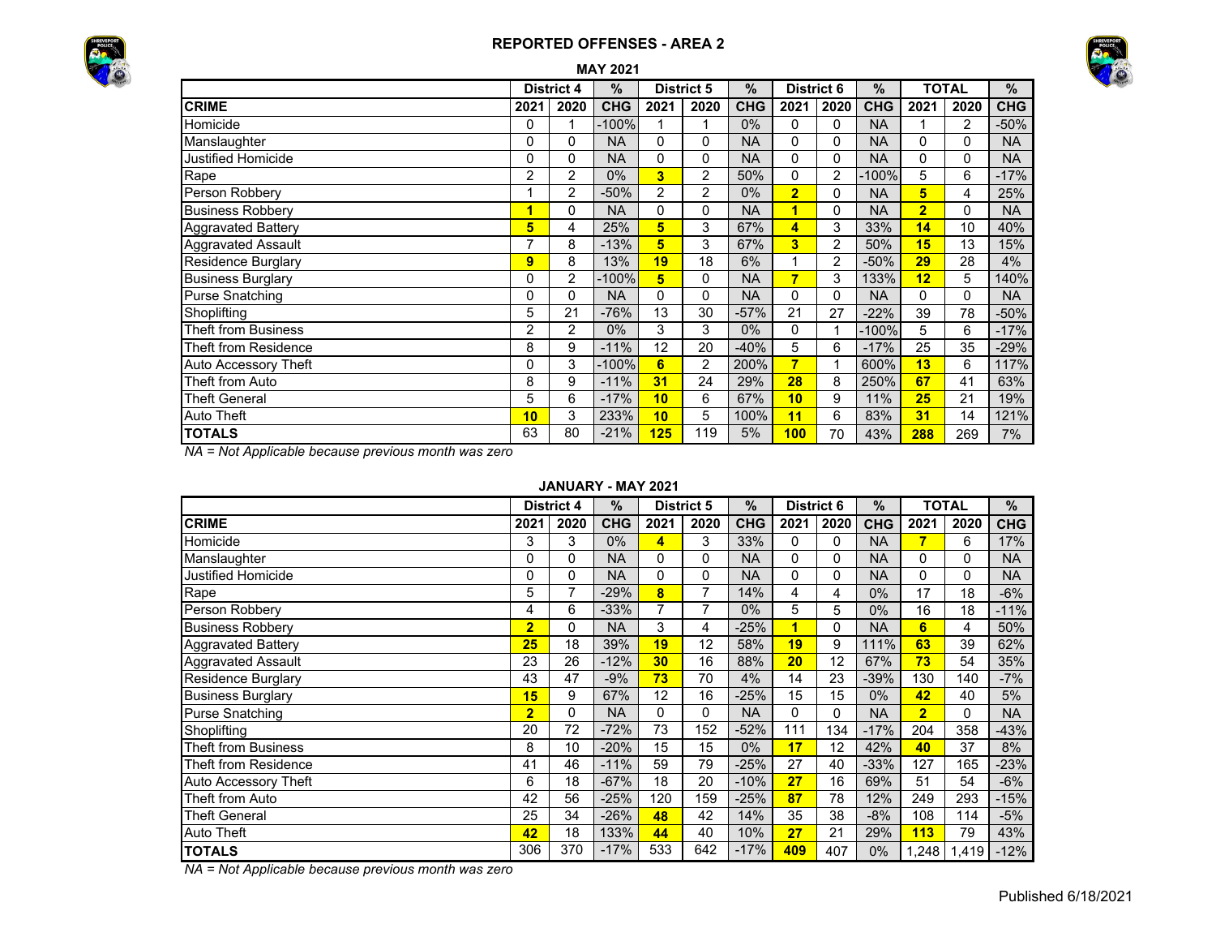# REPORTED OFFENSES - AREA 2

## MAY 2021

| CRIME | District 4 | | % | District 5 | | % | District 6 | | % | TOTAL | | % |
|---|---|---|---|---|---|---|---|---|---|---|---|---|
| | 2021 | 2020 | CHG | 2021 | 2020 | CHG | 2021 | 2020 | CHG | 2021 | 2020 | CHG |
| Homicide | 0 | 1 | -100% | 1 | 1 | 0% | 0 | 0 | NA | 1 | 2 | -50% |
| Manslaughter | 0 | 0 | NA | 0 | 0 | NA | 0 | 0 | NA | 0 | 0 | NA |
| Justified Homicide | 0 | 0 | NA | 0 | 0 | NA | 0 | 0 | NA | 0 | 0 | NA |
| Rape | 2 | 2 | 0% | **3** | 2 | 50% | 0 | 2 | -100% | 5 | 6 | -17% |
| Person Robbery | 1 | 2 | -50% | 2 | 2 | 0% | **2** | 0 | NA | **5** | 4 | 25% |
| Business Robbery | **1** | 0 | NA | 0 | 0 | NA | **1** | 0 | NA | **2** | 0 | NA |
| Aggravated Battery | **5** | 4 | 25% | **5** | 3 | 67% | **4** | 3 | 33% | **14** | 10 | 40% |
| Aggravated Assault | 7 | 8 | -13% | **5** | 3 | 67% | **3** | 2 | 50% | **15** | 13 | 15% |
| Residence Burglary | **9** | 8 | 13% | **19** | 18 | 6% | 1 | 2 | -50% | **29** | 28 | 4% |
| Business Burglary | 0 | 2 | -100% | **5** | 0 | NA | **7** | 3 | 133% | **12** | 5 | 140% |
| Purse Snatching | 0 | 0 | NA | 0 | 0 | NA | 0 | 0 | NA | 0 | 0 | NA |
| Shoplifting | 5 | 21 | -76% | 13 | 30 | -57% | 21 | 27 | -22% | 39 | 78 | -50% |
| Theft from Business | 2 | 2 | 0% | 3 | 3 | 0% | 0 | 1 | -100% | 5 | 6 | -17% |
| Theft from Residence | 8 | 9 | -11% | 12 | 20 | -40% | 5 | 6 | -17% | 25 | 35 | -29% |
| Auto Accessory Theft | 0 | 3 | -100% | **6** | 2 | 200% | **7** | 1 | 600% | **13** | 6 | 117% |
| Theft from Auto | 8 | 9 | -11% | **31** | 24 | 29% | **28** | 8 | 250% | **67** | 41 | 63% |
| Theft General | 5 | 6 | -17% | **10** | 6 | 67% | **10** | 9 | 11% | **25** | 21 | 19% |
| Auto Theft | **10** | 3 | 233% | **10** | 5 | 100% | **11** | 6 | 83% | **31** | 14 | 121% |
| **TOTALS** | 63 | 80 | -21% | **125** | 119 | 5% | **100** | 70 | 43% | **288** | 269 | 7% |

*NA = Not Applicable because previous month was zero*

## JANUARY - MAY 2021

| CRIME | District 4 | | % | District 5 | | % | District 6 | | % | TOTAL | | % |
|---|---|---|---|---|---|---|---|---|---|---|---|---|
| | 2021 | 2020 | CHG | 2021 | 2020 | CHG | 2021 | 2020 | CHG | 2021 | 2020 | CHG |
| Homicide | 3 | 3 | 0% | **4** | 3 | 33% | 0 | 0 | NA | **7** | 6 | 17% |
| Manslaughter | 0 | 0 | NA | 0 | 0 | NA | 0 | 0 | NA | 0 | 0 | NA |
| Justified Homicide | 0 | 0 | NA | 0 | 0 | NA | 0 | 0 | NA | 0 | 0 | NA |
| Rape | 5 | 7 | -29% | **8** | 7 | 14% | 4 | 4 | 0% | 17 | 18 | -6% |
| Person Robbery | 4 | 6 | -33% | 7 | 7 | 0% | 5 | 5 | 0% | 16 | 18 | -11% |
| Business Robbery | **2** | 0 | NA | 3 | 4 | -25% | **1** | 0 | NA | **6** | 4 | 50% |
| Aggravated Battery | **25** | 18 | 39% | **19** | 12 | 58% | **19** | 9 | 111% | **63** | 39 | 62% |
| Aggravated Assault | 23 | 26 | -12% | **30** | 16 | 88% | **20** | 12 | 67% | **73** | 54 | 35% |
| Residence Burglary | 43 | 47 | -9% | **73** | 70 | 4% | 14 | 23 | -39% | 130 | 140 | -7% |
| Business Burglary | **15** | 9 | 67% | 12 | 16 | -25% | 15 | 15 | 0% | **42** | 40 | 5% |
| Purse Snatching | **2** | 0 | NA | 0 | 0 | NA | 0 | 0 | NA | **2** | 0 | NA |
| Shoplifting | 20 | 72 | -72% | 73 | 152 | -52% | 111 | 134 | -17% | 204 | 358 | -43% |
| Theft from Business | 8 | 10 | -20% | 15 | 15 | 0% | **17** | 12 | 42% | **40** | 37 | 8% |
| Theft from Residence | 41 | 46 | -11% | 59 | 79 | -25% | 27 | 40 | -33% | 127 | 165 | -23% |
| Auto Accessory Theft | 6 | 18 | -67% | 18 | 20 | -10% | **27** | 16 | 69% | 51 | 54 | -6% |
| Theft from Auto | 42 | 56 | -25% | 120 | 159 | -25% | **87** | 78 | 12% | 249 | 293 | -15% |
| Theft General | 25 | 34 | -26% | **48** | 42 | 14% | 35 | 38 | -8% | 108 | 114 | -5% |
| Auto Theft | **42** | 18 | 133% | **44** | 40 | 10% | **27** | 21 | 29% | **113** | 79 | 43% |
| **TOTALS** | 306 | 370 | -17% | 533 | 642 | -17% | **409** | 407 | 0% | 1,248 | 1,419 | -12% |

*NA = Not Applicable because previous month was zero*

Published 6/18/2021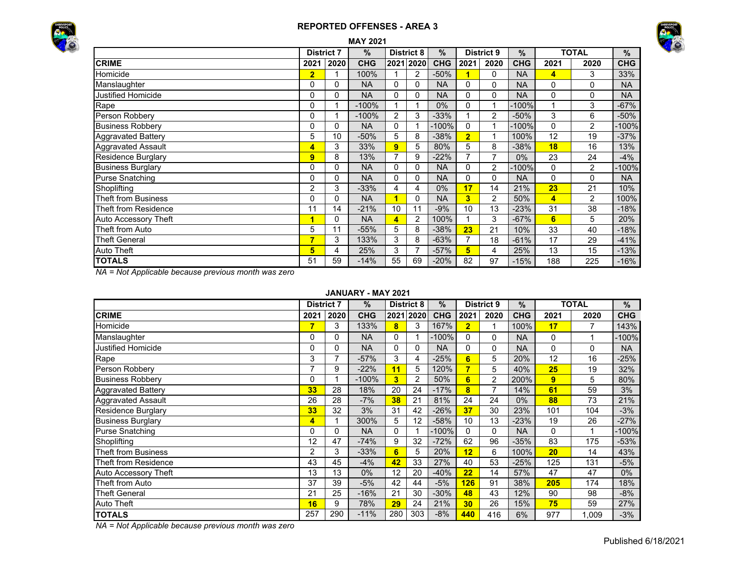# REPORTED OFFENSES - AREA 3

### MAY 2021

| | District 7 | | % | District 8 | | % | District 9 | | % | TOTAL | | % |
|---|---|---|---|---|---|---|---|---|---|---|---|---|
| **CRIME** | **2021** | **2020** | **CHG** | **2021** | **2020** | **CHG** | **2021** | **2020** | **CHG** | **2021** | **2020** | **CHG** |
| Homicide | **2** | 1 | 100% | 1 | 2 | -50% | **1** | 0 | NA | **4** | 3 | 33% |
| Manslaughter | 0 | 0 | NA | 0 | 0 | NA | 0 | 0 | NA | 0 | 0 | NA |
| Justified Homicide | 0 | 0 | NA | 0 | 0 | NA | 0 | 0 | NA | 0 | 0 | NA |
| Rape | 0 | 1 | -100% | 1 | 1 | 0% | 0 | 1 | -100% | 1 | 3 | -67% |
| Person Robbery | 0 | 1 | -100% | 2 | 3 | -33% | 1 | 2 | -50% | 3 | 6 | -50% |
| Business Robbery | 0 | 0 | NA | 0 | 1 | -100% | 0 | 1 | -100% | 0 | 2 | -100% |
| Aggravated Battery | 5 | 10 | -50% | 5 | 8 | -38% | **2** | 1 | 100% | 12 | 19 | -37% |
| Aggravated Assault | **4** | 3 | 33% | **9** | 5 | 80% | 5 | 8 | -38% | **18** | 16 | 13% |
| Residence Burglary | **9** | 8 | 13% | 7 | 9 | -22% | 7 | 7 | 0% | 23 | 24 | -4% |
| Business Burglary | 0 | 0 | NA | 0 | 0 | NA | 0 | 2 | -100% | 0 | 2 | -100% |
| Purse Snatching | 0 | 0 | NA | 0 | 0 | NA | 0 | 0 | NA | 0 | 0 | NA |
| Shoplifting | 2 | 3 | -33% | 4 | 4 | 0% | **17** | 14 | 21% | **23** | 21 | 10% |
| Theft from Business | 0 | 0 | NA | **1** | 0 | NA | **3** | 2 | 50% | **4** | 2 | 100% |
| Theft from Residence | 11 | 14 | -21% | 10 | 11 | -9% | 10 | 13 | -23% | 31 | 38 | -18% |
| Auto Accessory Theft | **1** | 0 | NA | **4** | 2 | 100% | 1 | 3 | -67% | **6** | 5 | 20% |
| Theft from Auto | 5 | 11 | -55% | 5 | 8 | -38% | **23** | 21 | 10% | 33 | 40 | -18% |
| Theft General | **7** | 3 | 133% | 3 | 8 | -63% | 7 | 18 | -61% | 17 | 29 | -41% |
| Auto Theft | **5** | 4 | 25% | 3 | 7 | -57% | **5** | 4 | 25% | 13 | 15 | -13% |
| **TOTALS** | 51 | 59 | -14% | 55 | 69 | -20% | 82 | 97 | -15% | 188 | 225 | -16% |

*NA = Not Applicable because previous month was zero*

### JANUARY - MAY 2021

| | District 7 | | % | District 8 | | % | District 9 | | % | TOTAL | | % |
|---|---|---|---|---|---|---|---|---|---|---|---|---|
| **CRIME** | **2021** | **2020** | **CHG** | **2021** | **2020** | **CHG** | **2021** | **2020** | **CHG** | **2021** | **2020** | **CHG** |
| Homicide | **7** | 3 | 133% | **8** | 3 | 167% | **2** | 1 | 100% | **17** | 7 | 143% |
| Manslaughter | 0 | 0 | NA | 0 | 1 | -100% | 0 | 0 | NA | 0 | 1 | -100% |
| Justified Homicide | 0 | 0 | NA | 0 | 0 | NA | 0 | 0 | NA | 0 | 0 | NA |
| Rape | 3 | 7 | -57% | 3 | 4 | -25% | **6** | 5 | 20% | 12 | 16 | -25% |
| Person Robbery | 7 | 9 | -22% | **11** | 5 | 120% | **7** | 5 | 40% | **25** | 19 | 32% |
| Business Robbery | 0 | 1 | -100% | **3** | 2 | 50% | **6** | 2 | 200% | **9** | 5 | 80% |
| Aggravated Battery | **33** | 28 | 18% | 20 | 24 | -17% | **8** | 7 | 14% | **61** | 59 | 3% |
| Aggravated Assault | 26 | 28 | -7% | **38** | 21 | 81% | 24 | 24 | 0% | **88** | 73 | 21% |
| Residence Burglary | **33** | 32 | 3% | 31 | 42 | -26% | **37** | 30 | 23% | 101 | 104 | -3% |
| Business Burglary | **4** | 1 | 300% | 5 | 12 | -58% | 10 | 13 | -23% | 19 | 26 | -27% |
| Purse Snatching | 0 | 0 | NA | 0 | 1 | -100% | 0 | 0 | NA | 0 | 1 | -100% |
| Shoplifting | 12 | 47 | -74% | 9 | 32 | -72% | 62 | 96 | -35% | 83 | 175 | -53% |
| Theft from Business | 2 | 3 | -33% | **6** | 5 | 20% | **12** | 6 | 100% | **20** | 14 | 43% |
| Theft from Residence | 43 | 45 | -4% | **42** | 33 | 27% | 40 | 53 | -25% | 125 | 131 | -5% |
| Auto Accessory Theft | 13 | 13 | 0% | 12 | 20 | -40% | **22** | 14 | 57% | 47 | 47 | 0% |
| Theft from Auto | 37 | 39 | -5% | 42 | 44 | -5% | **126** | 91 | 38% | **205** | 174 | 18% |
| Theft General | 21 | 25 | -16% | 21 | 30 | -30% | **48** | 43 | 12% | 90 | 98 | -8% |
| Auto Theft | **16** | 9 | 78% | **29** | 24 | 21% | **30** | 26 | 15% | **75** | 59 | 27% |
| **TOTALS** | 257 | 290 | -11% | 280 | 303 | -8% | **440** | 416 | 6% | 977 | 1,009 | -3% |

*NA = Not Applicable because previous month was zero*

Published 6/18/2021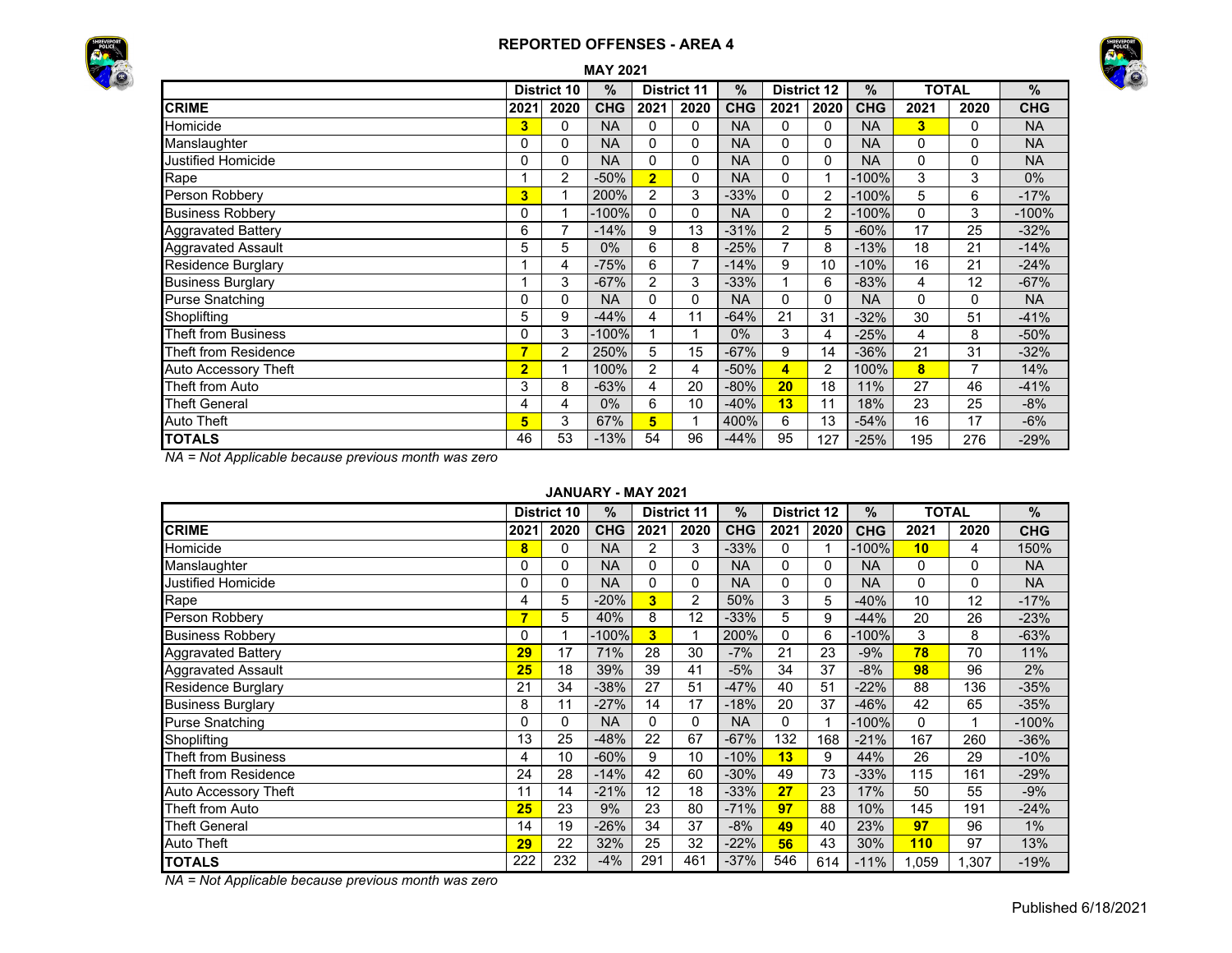# REPORTED OFFENSES - AREA 4

## MAY 2021

| | District 10 | | % | District 11 | | % | District 12 | | % | TOTAL | | % |
|---|---|---|---|---|---|---|---|---|---|---|---|---|
| **CRIME** | **2021** | **2020** | **CHG** | **2021** | **2020** | **CHG** | **2021** | **2020** | **CHG** | **2021** | **2020** | **CHG** |
| Homicide | **3** | 0 | NA | 0 | 0 | NA | 0 | 0 | NA | **3** | 0 | NA |
| Manslaughter | 0 | 0 | NA | 0 | 0 | NA | 0 | 0 | NA | 0 | 0 | NA |
| Justified Homicide | 0 | 0 | NA | 0 | 0 | NA | 0 | 0 | NA | 0 | 0 | NA |
| Rape | 1 | 2 | -50% | **2** | 0 | NA | 0 | 1 | -100% | 3 | 3 | 0% |
| Person Robbery | **3** | 1 | 200% | 2 | 3 | -33% | 0 | 2 | -100% | 5 | 6 | -17% |
| Business Robbery | 0 | 1 | -100% | 0 | 0 | NA | 0 | 2 | -100% | 0 | 3 | -100% |
| Aggravated Battery | 6 | 7 | -14% | 9 | 13 | -31% | 2 | 5 | -60% | 17 | 25 | -32% |
| Aggravated Assault | 5 | 5 | 0% | 6 | 8 | -25% | 7 | 8 | -13% | 18 | 21 | -14% |
| Residence Burglary | 1 | 4 | -75% | 6 | 7 | -14% | 9 | 10 | -10% | 16 | 21 | -24% |
| Business Burglary | 1 | 3 | -67% | 2 | 3 | -33% | 1 | 6 | -83% | 4 | 12 | -67% |
| Purse Snatching | 0 | 0 | NA | 0 | 0 | NA | 0 | 0 | NA | 0 | 0 | NA |
| Shoplifting | 5 | 9 | -44% | 4 | 11 | -64% | 21 | 31 | -32% | 30 | 51 | -41% |
| Theft from Business | 0 | 3 | -100% | 1 | 1 | 0% | 3 | 4 | -25% | 4 | 8 | -50% |
| Theft from Residence | **7** | 2 | 250% | 5 | 15 | -67% | 9 | 14 | -36% | 21 | 31 | -32% |
| Auto Accessory Theft | **2** | 1 | 100% | 2 | 4 | -50% | **4** | 2 | 100% | **8** | 7 | 14% |
| Theft from Auto | 3 | 8 | -63% | 4 | 20 | -80% | **20** | 18 | 11% | 27 | 46 | -41% |
| Theft General | 4 | 4 | 0% | 6 | 10 | -40% | **13** | 11 | 18% | 23 | 25 | -8% |
| Auto Theft | **5** | 3 | 67% | **5** | 1 | 400% | 6 | 13 | -54% | 16 | 17 | -6% |
| **TOTALS** | 46 | 53 | -13% | 54 | 96 | -44% | 95 | 127 | -25% | 195 | 276 | -29% |

*NA = Not Applicable because previous month was zero*

## JANUARY - MAY 2021

| | District 10 | | % | District 11 | | % | District 12 | | % | TOTAL | | % |
|---|---|---|---|---|---|---|---|---|---|---|---|---|
| **CRIME** | **2021** | **2020** | **CHG** | **2021** | **2020** | **CHG** | **2021** | **2020** | **CHG** | **2021** | **2020** | **CHG** |
| Homicide | **8** | 0 | NA | 2 | 3 | -33% | 0 | 1 | -100% | **10** | 4 | 150% |
| Manslaughter | 0 | 0 | NA | 0 | 0 | NA | 0 | 0 | NA | 0 | 0 | NA |
| Justified Homicide | 0 | 0 | NA | 0 | 0 | NA | 0 | 0 | NA | 0 | 0 | NA |
| Rape | 4 | 5 | -20% | **3** | 2 | 50% | 3 | 5 | -40% | 10 | 12 | -17% |
| Person Robbery | **7** | 5 | 40% | 8 | 12 | -33% | 5 | 9 | -44% | 20 | 26 | -23% |
| Business Robbery | 0 | 1 | -100% | **3** | 1 | 200% | 0 | 6 | -100% | 3 | 8 | -63% |
| Aggravated Battery | **29** | 17 | 71% | 28 | 30 | -7% | 21 | 23 | -9% | **78** | 70 | 11% |
| Aggravated Assault | **25** | 18 | 39% | 39 | 41 | -5% | 34 | 37 | -8% | **98** | 96 | 2% |
| Residence Burglary | 21 | 34 | -38% | 27 | 51 | -47% | 40 | 51 | -22% | 88 | 136 | -35% |
| Business Burglary | 8 | 11 | -27% | 14 | 17 | -18% | 20 | 37 | -46% | 42 | 65 | -35% |
| Purse Snatching | 0 | 0 | NA | 0 | 0 | NA | 0 | 1 | -100% | 0 | 1 | -100% |
| Shoplifting | 13 | 25 | -48% | 22 | 67 | -67% | 132 | 168 | -21% | 167 | 260 | -36% |
| Theft from Business | 4 | 10 | -60% | 9 | 10 | -10% | **13** | 9 | 44% | 26 | 29 | -10% |
| Theft from Residence | 24 | 28 | -14% | 42 | 60 | -30% | 49 | 73 | -33% | 115 | 161 | -29% |
| Auto Accessory Theft | 11 | 14 | -21% | 12 | 18 | -33% | **27** | 23 | 17% | 50 | 55 | -9% |
| Theft from Auto | **25** | 23 | 9% | 23 | 80 | -71% | **97** | 88 | 10% | 145 | 191 | -24% |
| Theft General | 14 | 19 | -26% | 34 | 37 | -8% | **49** | 40 | 23% | **97** | 96 | 1% |
| Auto Theft | **29** | 22 | 32% | 25 | 32 | -22% | **56** | 43 | 30% | **110** | 97 | 13% |
| **TOTALS** | 222 | 232 | -4% | 291 | 461 | -37% | 546 | 614 | -11% | 1,059 | 1,307 | -19% |

*NA = Not Applicable because previous month was zero*

Published 6/18/2021